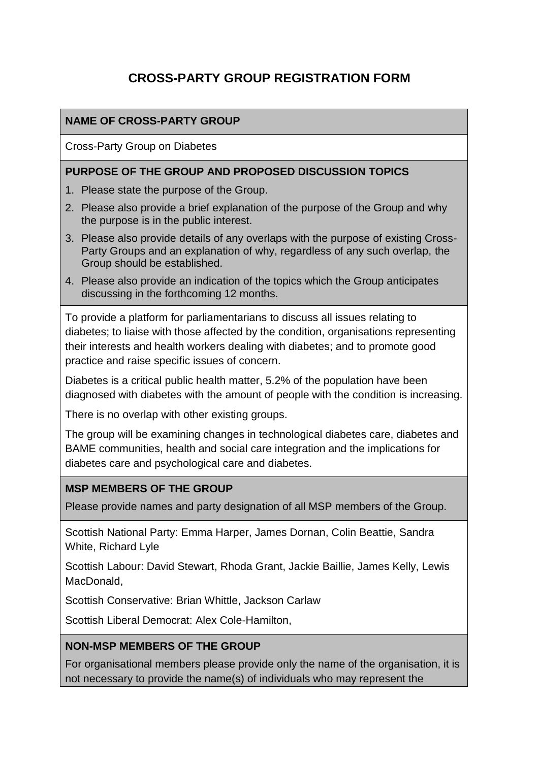# CROSS-PARTY GROUP REGISTRATION FORM

**NAME OF CROSS-PARTY GROUP**

Cross-Party Group on Diabetes

**PURPOSE OF THE GROUP AND PROPOSED DISCUSSION TOPICS**

1. Please state the purpose of the Group.
2. Please also provide a brief explanation of the purpose of the Group and why the purpose is in the public interest.
3. Please also provide details of any overlaps with the purpose of existing Cross-Party Groups and an explanation of why, regardless of any such overlap, the Group should be established.
4. Please also provide an indication of the topics which the Group anticipates discussing in the forthcoming 12 months.

To provide a platform for parliamentarians to discuss all issues relating to diabetes; to liaise with those affected by the condition, organisations representing their interests and health workers dealing with diabetes; and to promote good practice and raise specific issues of concern.

Diabetes is a critical public health matter, 5.2% of the population have been diagnosed with diabetes with the amount of people with the condition is increasing.

There is no overlap with other existing groups.

The group will be examining changes in technological diabetes care, diabetes and BAME communities, health and social care integration and the implications for diabetes care and psychological care and diabetes.

**MSP MEMBERS OF THE GROUP**

Please provide names and party designation of all MSP members of the Group.

Scottish National Party: Emma Harper, James Dornan, Colin Beattie, Sandra White, Richard Lyle

Scottish Labour: David Stewart, Rhoda Grant, Jackie Baillie, James Kelly, Lewis MacDonald,

Scottish Conservative: Brian Whittle, Jackson Carlaw

Scottish Liberal Democrat: Alex Cole-Hamilton,

**NON-MSP MEMBERS OF THE GROUP**

For organisational members please provide only the name of the organisation, it is not necessary to provide the name(s) of individuals who may represent the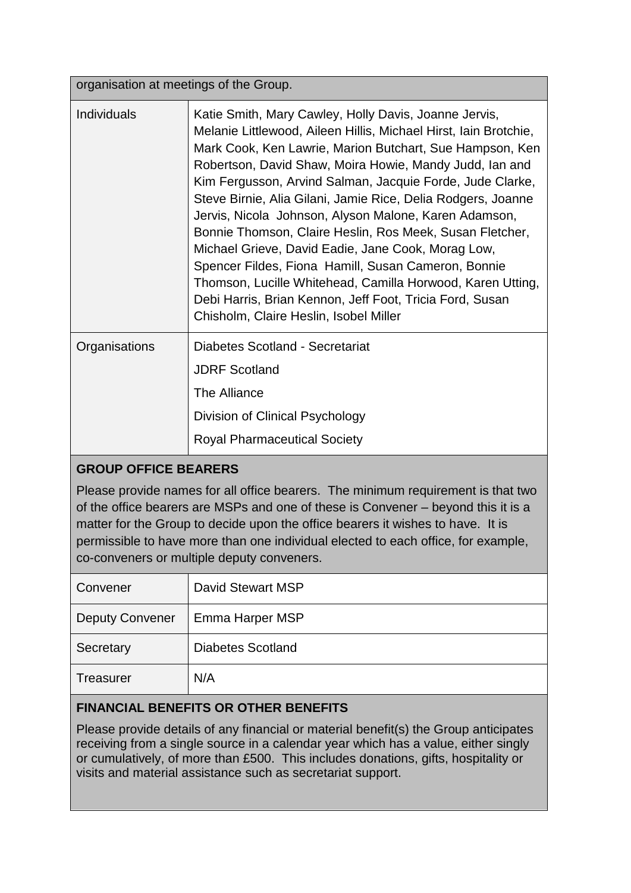| organisation at meetings of the Group. | |
|---|---|
| Individuals | Katie Smith, Mary Cawley, Holly Davis, Joanne Jervis, Melanie Littlewood, Aileen Hillis, Michael Hirst, Iain Brotchie, Mark Cook, Ken Lawrie, Marion Butchart, Sue Hampson, Ken Robertson, David Shaw, Moira Howie, Mandy Judd, Ian and Kim Fergusson, Arvind Salman, Jacquie Forde, Jude Clarke, Steve Birnie, Alia Gilani, Jamie Rice, Delia Rodgers, Joanne Jervis, Nicola Johnson, Alyson Malone, Karen Adamson, Bonnie Thomson, Claire Heslin, Ros Meek, Susan Fletcher, Michael Grieve, David Eadie, Jane Cook, Morag Low, Spencer Fildes, Fiona Hamill, Susan Cameron, Bonnie Thomson, Lucille Whitehead, Camilla Horwood, Karen Utting, Debi Harris, Brian Kennon, Jeff Foot, Tricia Ford, Susan Chisholm, Claire Heslin, Isobel Miller |
| Organisations | Diabetes Scotland - Secretariat<br>JDRF Scotland<br>The Alliance<br>Division of Clinical Psychology<br>Royal Pharmaceutical Society |

**GROUP OFFICE BEARERS**

Please provide names for all office bearers. The minimum requirement is that two of the office bearers are MSPs and one of these is Convener – beyond this it is a matter for the Group to decide upon the office bearers it wishes to have. It is permissible to have more than one individual elected to each office, for example, co-conveners or multiple deputy conveners.

| Convener | David Stewart MSP |
|---|---|
| Deputy Convener | Emma Harper MSP |
| Secretary | Diabetes Scotland |
| Treasurer | N/A |

**FINANCIAL BENEFITS OR OTHER BENEFITS**

Please provide details of any financial or material benefit(s) the Group anticipates receiving from a single source in a calendar year which has a value, either singly or cumulatively, of more than £500. This includes donations, gifts, hospitality or visits and material assistance such as secretariat support.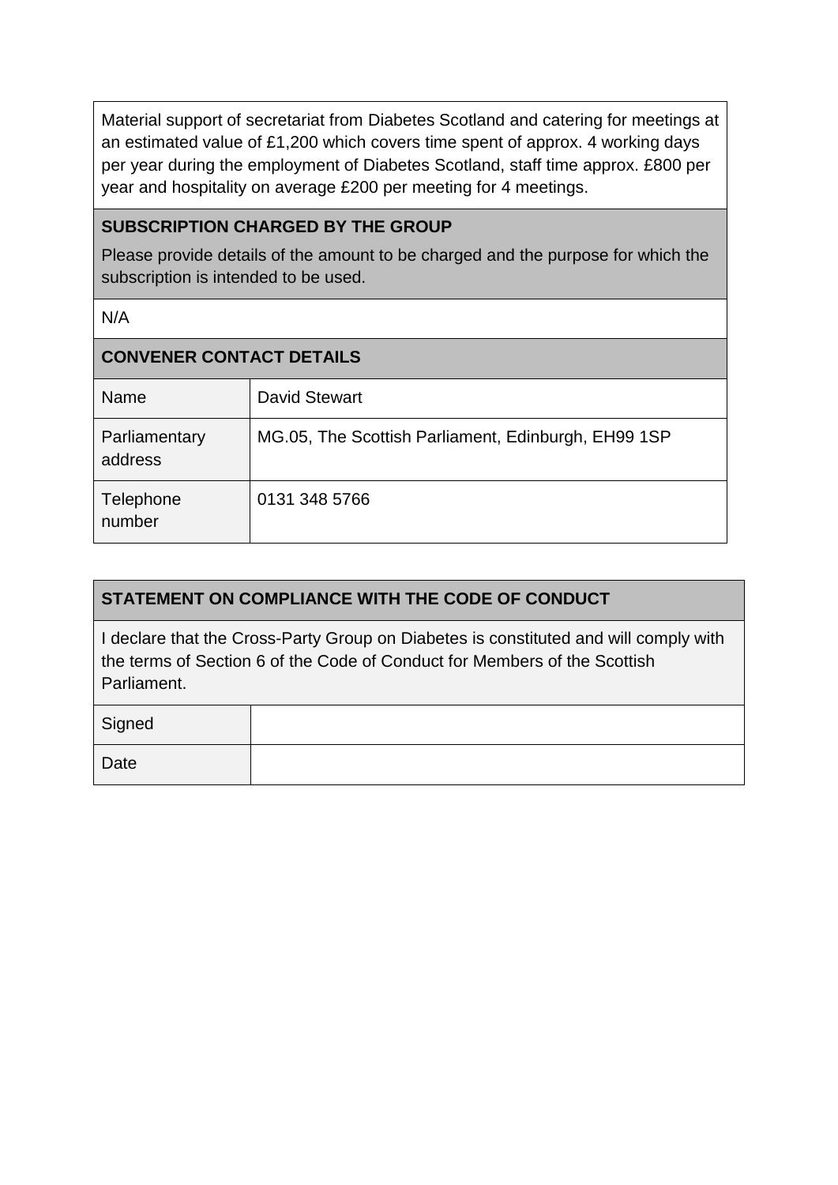Material support of secretariat from Diabetes Scotland and catering for meetings at an estimated value of £1,200 which covers time spent of approx. 4 working days per year during the employment of Diabetes Scotland, staff time approx. £800 per year and hospitality on average £200 per meeting for 4 meetings.

**SUBSCRIPTION CHARGED BY THE GROUP**

Please provide details of the amount to be charged and the purpose for which the subscription is intended to be used.

N/A

**CONVENER CONTACT DETAILS**

| | |
|---|---|
| Name | David Stewart |
| Parliamentary address | MG.05, The Scottish Parliament, Edinburgh, EH99 1SP |
| Telephone number | 0131 348 5766 |

**STATEMENT ON COMPLIANCE WITH THE CODE OF CONDUCT**

I declare that the Cross-Party Group on Diabetes is constituted and will comply with the terms of Section 6 of the Code of Conduct for Members of the Scottish Parliament.

| | |
|---|---|
| Signed | |
| Date | |